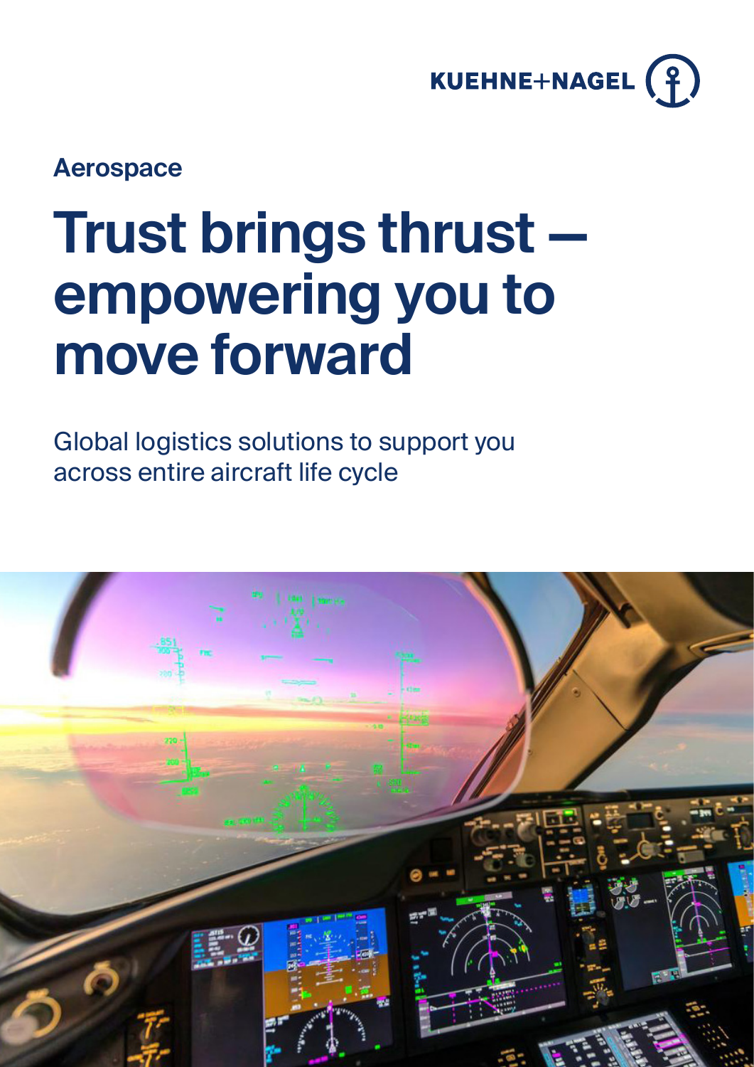KUEHNE+NAGEL

Aerospace

# Trust brings thrust — empowering you to move forward

Global logistics solutions to support you across entire aircraft life cycle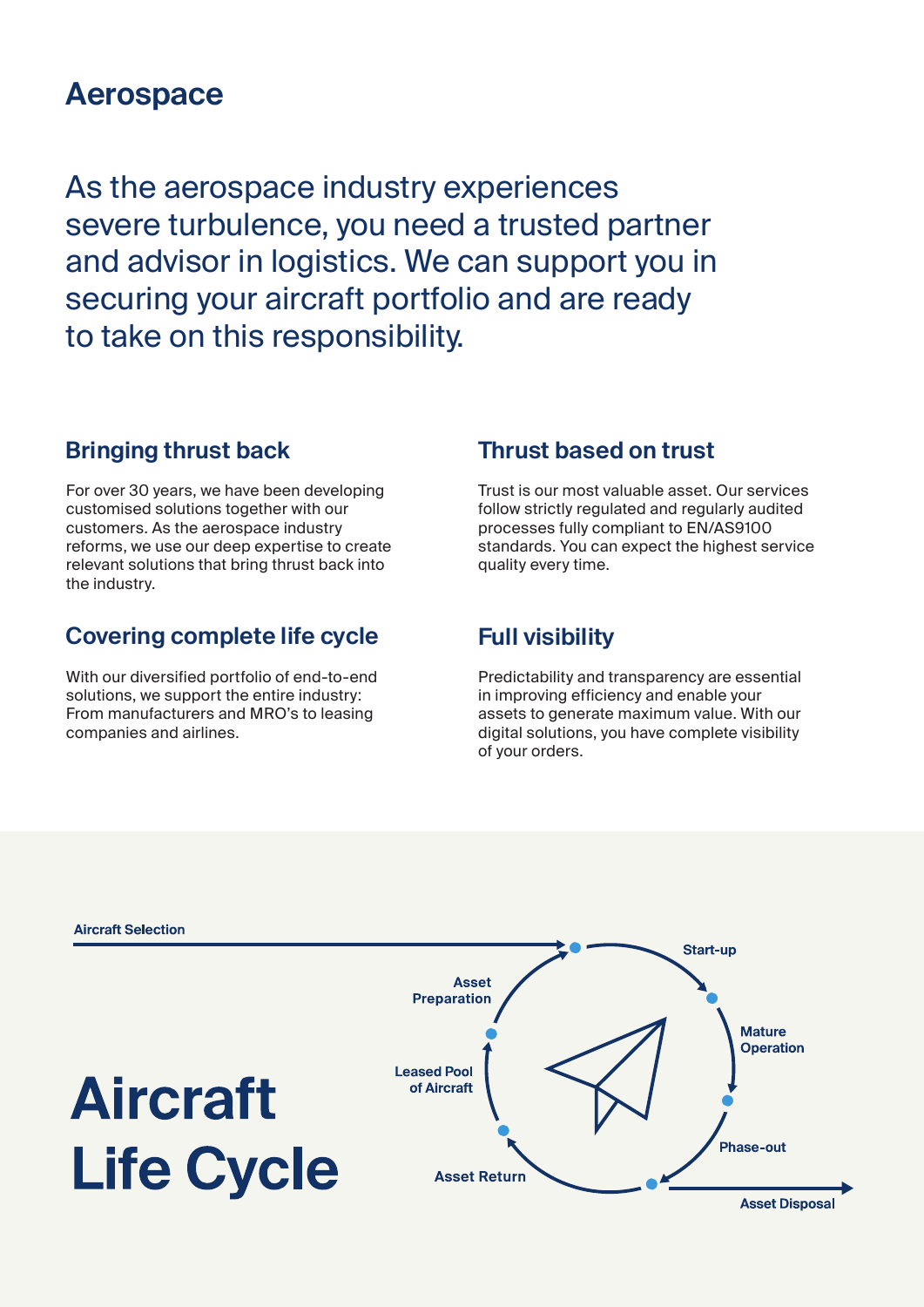# Aerospace

As the aerospace industry experiences severe turbulence, you need a trusted partner and advisor in logistics. We can support you in securing your aircraft portfolio and are ready to take on this responsibility.

## Bringing thrust back

For over 30 years, we have been developing customised solutions together with our customers. As the aerospace industry reforms, we use our deep expertise to create relevant solutions that bring thrust back into the industry.

## Covering complete life cycle

With our diversified portfolio of end-to-end solutions, we support the entire industry: From manufacturers and MRO's to leasing companies and airlines.

## Thrust based on trust

Trust is our most valuable asset. Our services follow strictly regulated and regularly audited processes fully compliant to EN/AS9100 standards. You can expect the highest service quality every time.

## Full visibility

Predictability and transparency are essential in improving efficiency and enable your assets to generate maximum value. With our digital solutions, you have complete visibility of your orders.

# Aircraft Life Cycle

Aircraft Selection

Start-up

Mature Operation

Phase-out

Asset Disposal

Asset Return

Leased Pool of Aircraft

Asset Preparation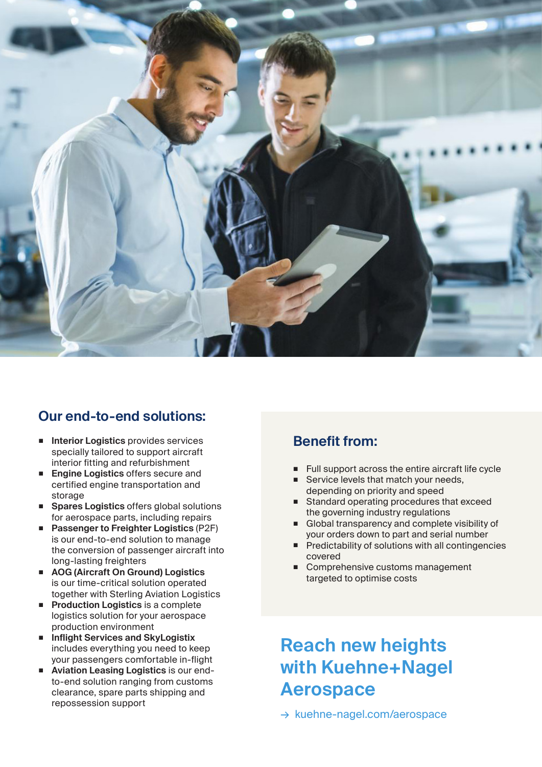## Our end-to-end solutions:

- **Interior Logistics** provides services specially tailored to support aircraft interior fitting and refurbishment
- **Engine Logistics** offers secure and certified engine transportation and storage
- **Spares Logistics** offers global solutions for aerospace parts, including repairs
- **Passenger to Freighter Logistics** (P2F) is our end-to-end solution to manage the conversion of passenger aircraft into long-lasting freighters
- **AOG (Aircraft On Ground) Logistics** is our time-critical solution operated together with Sterling Aviation Logistics
- **Production Logistics** is a complete logistics solution for your aerospace production environment
- **Inflight Services and SkyLogistix** includes everything you need to keep your passengers comfortable in-flight
- **Aviation Leasing Logistics** is our end-to-end solution ranging from customs clearance, spare parts shipping and repossession support

## Benefit from:

- Full support across the entire aircraft life cycle
- Service levels that match your needs, depending on priority and speed
- Standard operating procedures that exceed the governing industry regulations
- Global transparency and complete visibility of your orders down to part and serial number
- Predictability of solutions with all contingencies covered
- Comprehensive customs management targeted to optimise costs

# Reach new heights with Kuehne+Nagel Aerospace

→ kuehne-nagel.com/aerospace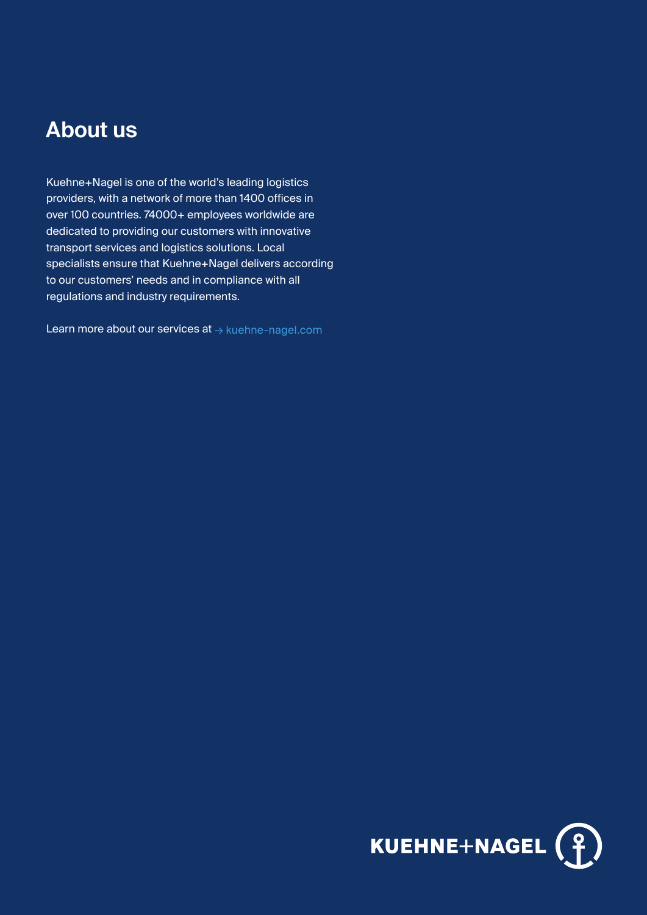## About us

Kuehne+Nagel is one of the world's leading logistics providers, with a network of more than 1400 offices in over 100 countries. 74000+ employees worldwide are dedicated to providing our customers with innovative transport services and logistics solutions. Local specialists ensure that Kuehne+Nagel delivers according to our customers' needs and in compliance with all regulations and industry requirements.

Learn more about our services at → kuehne-nagel.com

KUEHNE+NAGEL